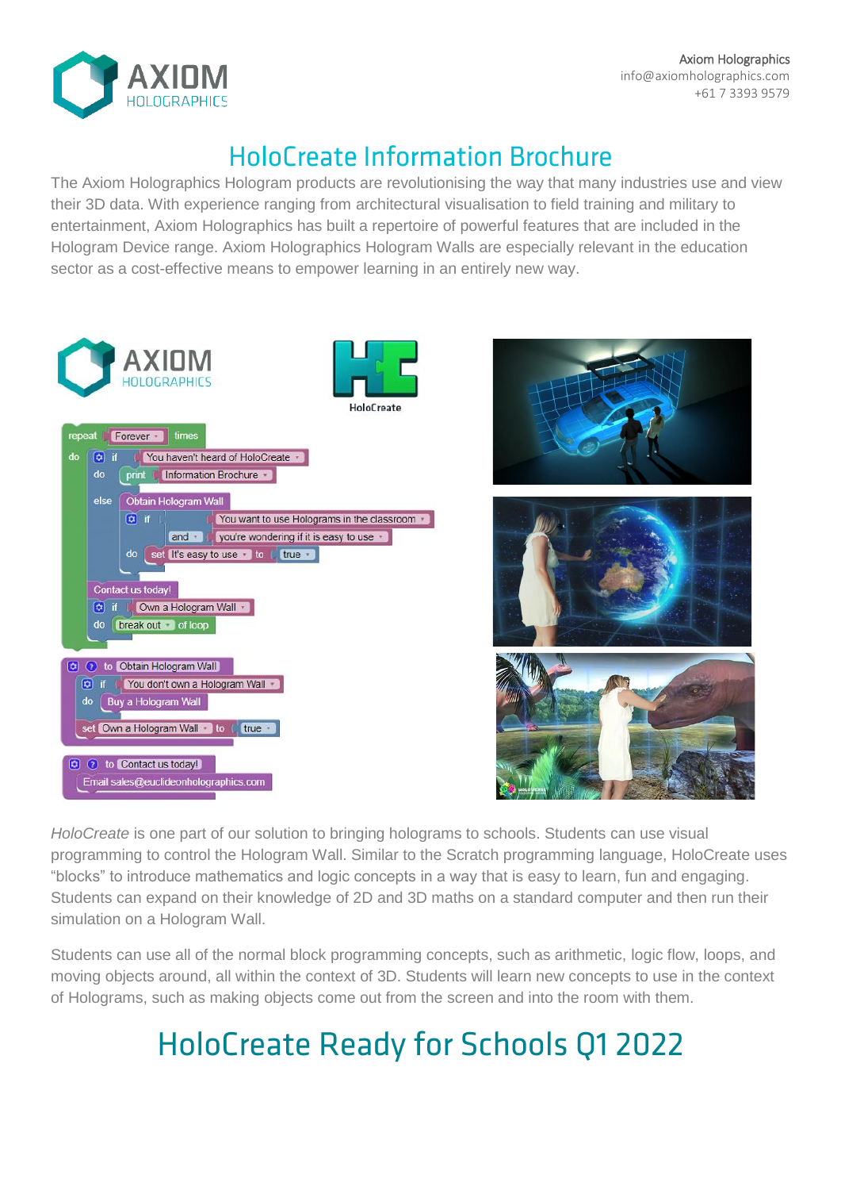Axiom Holographics
info@axiomholographics.com
+61 7 3393 9579

# HoloCreate Information Brochure

The Axiom Holographics Hologram products are revolutionising the way that many industries use and view their 3D data. With experience ranging from architectural visualisation to field training and military to entertainment, Axiom Holographics has built a repertoire of powerful features that are included in the Hologram Device range. Axiom Holographics Hologram Walls are especially relevant in the education sector as a cost-effective means to empower learning in an entirely new way.

*HoloCreate* is one part of our solution to bringing holograms to schools. Students can use visual programming to control the Hologram Wall. Similar to the Scratch programming language, HoloCreate uses "blocks" to introduce mathematics and logic concepts in a way that is easy to learn, fun and engaging. Students can expand on their knowledge of 2D and 3D maths on a standard computer and then run their simulation on a Hologram Wall.

Students can use all of the normal block programming concepts, such as arithmetic, logic flow, loops, and moving objects around, all within the context of 3D. Students will learn new concepts to use in the context of Holograms, such as making objects come out from the screen and into the room with them.

# HoloCreate Ready for Schools Q1 2022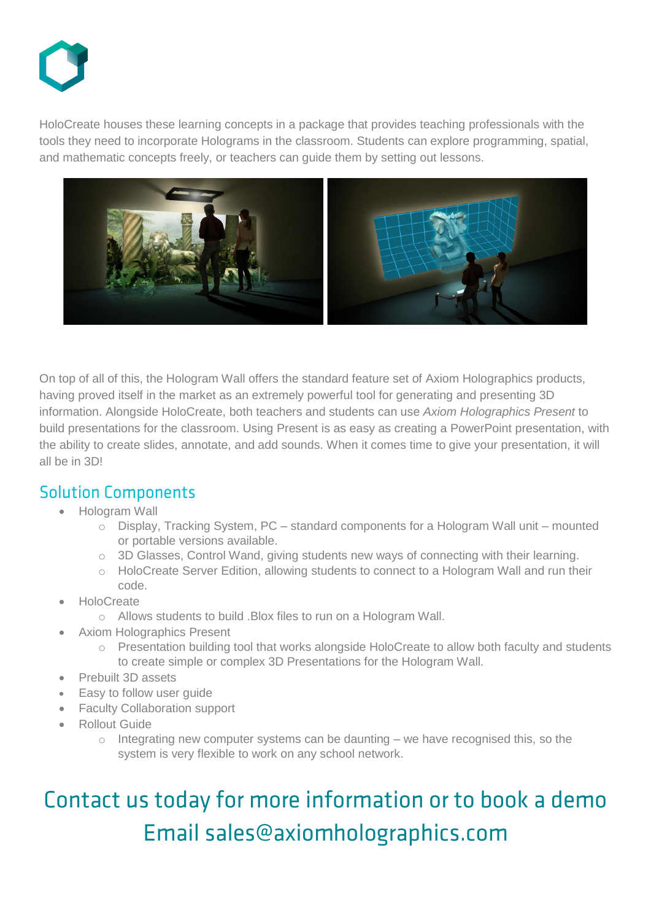HoloCreate houses these learning concepts in a package that provides teaching professionals with the tools they need to incorporate Holograms in the classroom. Students can explore programming, spatial, and mathematic concepts freely, or teachers can guide them by setting out lessons.

On top of all of this, the Hologram Wall offers the standard feature set of Axiom Holographics products, having proved itself in the market as an extremely powerful tool for generating and presenting 3D information. Alongside HoloCreate, both teachers and students can use *Axiom Holographics Present* to build presentations for the classroom. Using Present is as easy as creating a PowerPoint presentation, with the ability to create slides, annotate, and add sounds. When it comes time to give your presentation, it will all be in 3D!

## Solution Components

- Hologram Wall
  - Display, Tracking System, PC – standard components for a Hologram Wall unit – mounted or portable versions available.
  - 3D Glasses, Control Wand, giving students new ways of connecting with their learning.
  - HoloCreate Server Edition, allowing students to connect to a Hologram Wall and run their code.
- HoloCreate
  - Allows students to build .Blox files to run on a Hologram Wall.
- Axiom Holographics Present
  - Presentation building tool that works alongside HoloCreate to allow both faculty and students to create simple or complex 3D Presentations for the Hologram Wall.
- Prebuilt 3D assets
- Easy to follow user guide
- Faculty Collaboration support
- Rollout Guide
  - Integrating new computer systems can be daunting – we have recognised this, so the system is very flexible to work on any school network.

# Contact us today for more information or to book a demo

# Email sales@axiomholographics.com